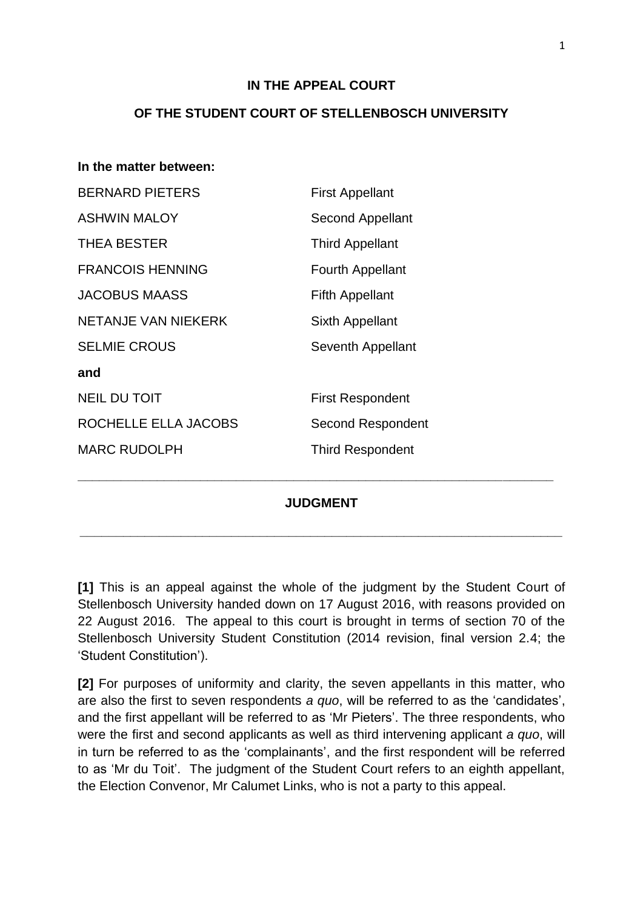**IN THE APPEAL COURT**

**OF THE STUDENT COURT OF STELLENBOSCH UNIVERSITY**

**In the matter between:**

| | |
|---|---|
| BERNARD PIETERS | First Appellant |
| ASHWIN MALOY | Second Appellant |
| THEA BESTER | Third Appellant |
| FRANCOIS HENNING | Fourth Appellant |
| JACOBUS MAASS | Fifth Appellant |
| NETANJE VAN NIEKERK | Sixth Appellant |
| SELMIE CROUS | Seventh Appellant |
| **and** | |
| NEIL DU TOIT | First Respondent |
| ROCHELLE ELLA JACOBS | Second Respondent |
| MARC RUDOLPH | Third Respondent |

---

**JUDGMENT**

---

**[1]** This is an appeal against the whole of the judgment by the Student Court of Stellenbosch University handed down on 17 August 2016, with reasons provided on 22 August 2016. The appeal to this court is brought in terms of section 70 of the Stellenbosch University Student Constitution (2014 revision, final version 2.4; the 'Student Constitution').

**[2]** For purposes of uniformity and clarity, the seven appellants in this matter, who are also the first to seven respondents *a quo*, will be referred to as the 'candidates', and the first appellant will be referred to as 'Mr Pieters'. The three respondents, who were the first and second applicants as well as third intervening applicant *a quo*, will in turn be referred to as the 'complainants', and the first respondent will be referred to as 'Mr du Toit'. The judgment of the Student Court refers to an eighth appellant, the Election Convenor, Mr Calumet Links, who is not a party to this appeal.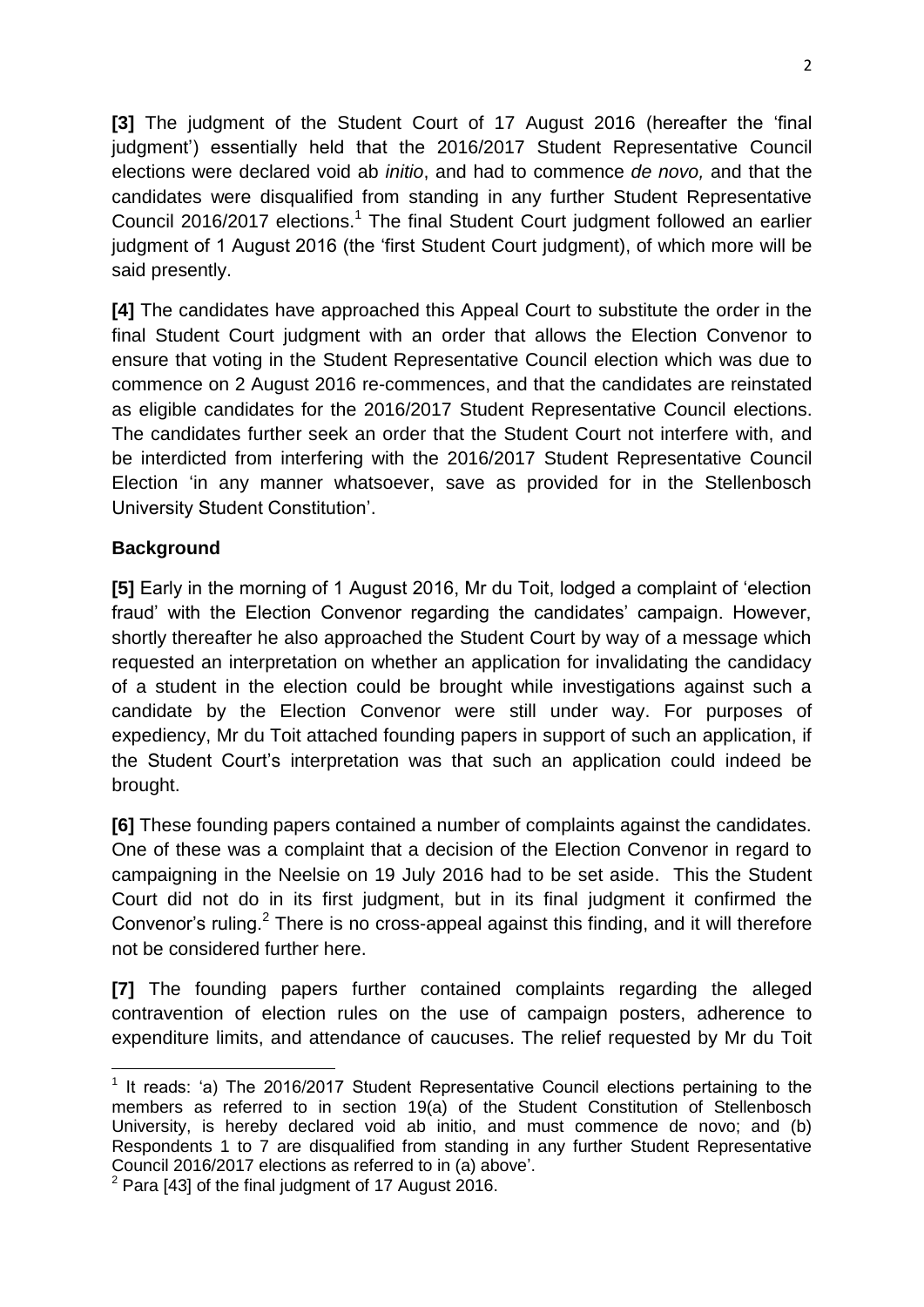**[3]** The judgment of the Student Court of 17 August 2016 (hereafter the 'final judgment') essentially held that the 2016/2017 Student Representative Council elections were declared void ab *initio*, and had to commence *de novo,* and that the candidates were disqualified from standing in any further Student Representative Council 2016/2017 elections.[1] The final Student Court judgment followed an earlier judgment of 1 August 2016 (the 'first Student Court judgment), of which more will be said presently.

**[4]** The candidates have approached this Appeal Court to substitute the order in the final Student Court judgment with an order that allows the Election Convenor to ensure that voting in the Student Representative Council election which was due to commence on 2 August 2016 re-commences, and that the candidates are reinstated as eligible candidates for the 2016/2017 Student Representative Council elections. The candidates further seek an order that the Student Court not interfere with, and be interdicted from interfering with the 2016/2017 Student Representative Council Election 'in any manner whatsoever, save as provided for in the Stellenbosch University Student Constitution'.

**Background**

**[5]** Early in the morning of 1 August 2016, Mr du Toit, lodged a complaint of 'election fraud' with the Election Convenor regarding the candidates' campaign. However, shortly thereafter he also approached the Student Court by way of a message which requested an interpretation on whether an application for invalidating the candidacy of a student in the election could be brought while investigations against such a candidate by the Election Convenor were still under way. For purposes of expediency, Mr du Toit attached founding papers in support of such an application, if the Student Court's interpretation was that such an application could indeed be brought.

**[6]** These founding papers contained a number of complaints against the candidates. One of these was a complaint that a decision of the Election Convenor in regard to campaigning in the Neelsie on 19 July 2016 had to be set aside. This the Student Court did not do in its first judgment, but in its final judgment it confirmed the Convenor's ruling.[2] There is no cross-appeal against this finding, and it will therefore not be considered further here.

**[7]** The founding papers further contained complaints regarding the alleged contravention of election rules on the use of campaign posters, adherence to expenditure limits, and attendance of caucuses. The relief requested by Mr du Toit

---

[1] It reads: 'a) The 2016/2017 Student Representative Council elections pertaining to the members as referred to in section 19(a) of the Student Constitution of Stellenbosch University, is hereby declared void ab initio, and must commence de novo; and (b) Respondents 1 to 7 are disqualified from standing in any further Student Representative Council 2016/2017 elections as referred to in (a) above'.

[2] Para [43] of the final judgment of 17 August 2016.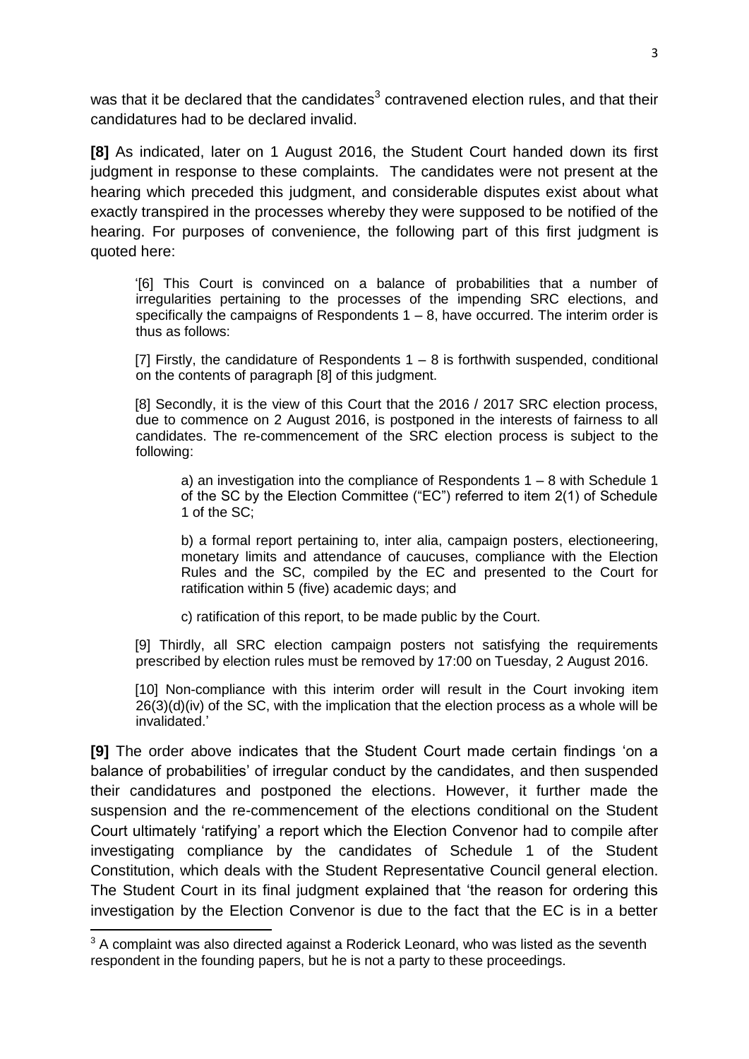was that it be declared that the candidates[3] contravened election rules, and that their candidatures had to be declared invalid.

**[8]** As indicated, later on 1 August 2016, the Student Court handed down its first judgment in response to these complaints. The candidates were not present at the hearing which preceded this judgment, and considerable disputes exist about what exactly transpired in the processes whereby they were supposed to be notified of the hearing. For purposes of convenience, the following part of this first judgment is quoted here:

> '[6] This Court is convinced on a balance of probabilities that a number of irregularities pertaining to the processes of the impending SRC elections, and specifically the campaigns of Respondents 1 – 8, have occurred. The interim order is thus as follows:
>
> [7] Firstly, the candidature of Respondents 1 – 8 is forthwith suspended, conditional on the contents of paragraph [8] of this judgment.
>
> [8] Secondly, it is the view of this Court that the 2016 / 2017 SRC election process, due to commence on 2 August 2016, is postponed in the interests of fairness to all candidates. The re-commencement of the SRC election process is subject to the following:
>
> > a) an investigation into the compliance of Respondents 1 – 8 with Schedule 1 of the SC by the Election Committee ("EC") referred to item 2(1) of Schedule 1 of the SC;
> >
> > b) a formal report pertaining to, inter alia, campaign posters, electioneering, monetary limits and attendance of caucuses, compliance with the Election Rules and the SC, compiled by the EC and presented to the Court for ratification within 5 (five) academic days; and
> >
> > c) ratification of this report, to be made public by the Court.
>
> [9] Thirdly, all SRC election campaign posters not satisfying the requirements prescribed by election rules must be removed by 17:00 on Tuesday, 2 August 2016.
>
> [10] Non-compliance with this interim order will result in the Court invoking item 26(3)(d)(iv) of the SC, with the implication that the election process as a whole will be invalidated.'

**[9]** The order above indicates that the Student Court made certain findings 'on a balance of probabilities' of irregular conduct by the candidates, and then suspended their candidatures and postponed the elections. However, it further made the suspension and the re-commencement of the elections conditional on the Student Court ultimately 'ratifying' a report which the Election Convenor had to compile after investigating compliance by the candidates of Schedule 1 of the Student Constitution, which deals with the Student Representative Council general election. The Student Court in its final judgment explained that 'the reason for ordering this investigation by the Election Convenor is due to the fact that the EC is in a better

---

[3] A complaint was also directed against a Roderick Leonard, who was listed as the seventh respondent in the founding papers, but he is not a party to these proceedings.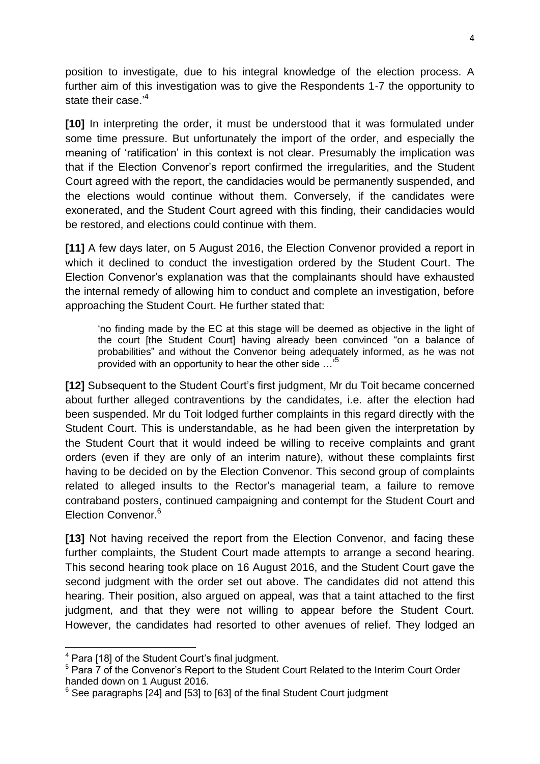position to investigate, due to his integral knowledge of the election process. A further aim of this investigation was to give the Respondents 1-7 the opportunity to state their case.'[4]

**[10]** In interpreting the order, it must be understood that it was formulated under some time pressure. But unfortunately the import of the order, and especially the meaning of 'ratification' in this context is not clear. Presumably the implication was that if the Election Convenor's report confirmed the irregularities, and the Student Court agreed with the report, the candidacies would be permanently suspended, and the elections would continue without them. Conversely, if the candidates were exonerated, and the Student Court agreed with this finding, their candidacies would be restored, and elections could continue with them.

**[11]** A few days later, on 5 August 2016, the Election Convenor provided a report in which it declined to conduct the investigation ordered by the Student Court. The Election Convenor's explanation was that the complainants should have exhausted the internal remedy of allowing him to conduct and complete an investigation, before approaching the Student Court. He further stated that:

> 'no finding made by the EC at this stage will be deemed as objective in the light of the court [the Student Court] having already been convinced "on a balance of probabilities" and without the Convenor being adequately informed, as he was not provided with an opportunity to hear the other side …'[5]

**[12]** Subsequent to the Student Court's first judgment, Mr du Toit became concerned about further alleged contraventions by the candidates, i.e. after the election had been suspended. Mr du Toit lodged further complaints in this regard directly with the Student Court. This is understandable, as he had been given the interpretation by the Student Court that it would indeed be willing to receive complaints and grant orders (even if they are only of an interim nature), without these complaints first having to be decided on by the Election Convenor. This second group of complaints related to alleged insults to the Rector's managerial team, a failure to remove contraband posters, continued campaigning and contempt for the Student Court and Election Convenor.[6]

**[13]** Not having received the report from the Election Convenor, and facing these further complaints, the Student Court made attempts to arrange a second hearing. This second hearing took place on 16 August 2016, and the Student Court gave the second judgment with the order set out above. The candidates did not attend this hearing. Their position, also argued on appeal, was that a taint attached to the first judgment, and that they were not willing to appear before the Student Court. However, the candidates had resorted to other avenues of relief. They lodged an

---

[4] Para [18] of the Student Court's final judgment.

[5] Para 7 of the Convenor's Report to the Student Court Related to the Interim Court Order handed down on 1 August 2016.

[6] See paragraphs [24] and [53] to [63] of the final Student Court judgment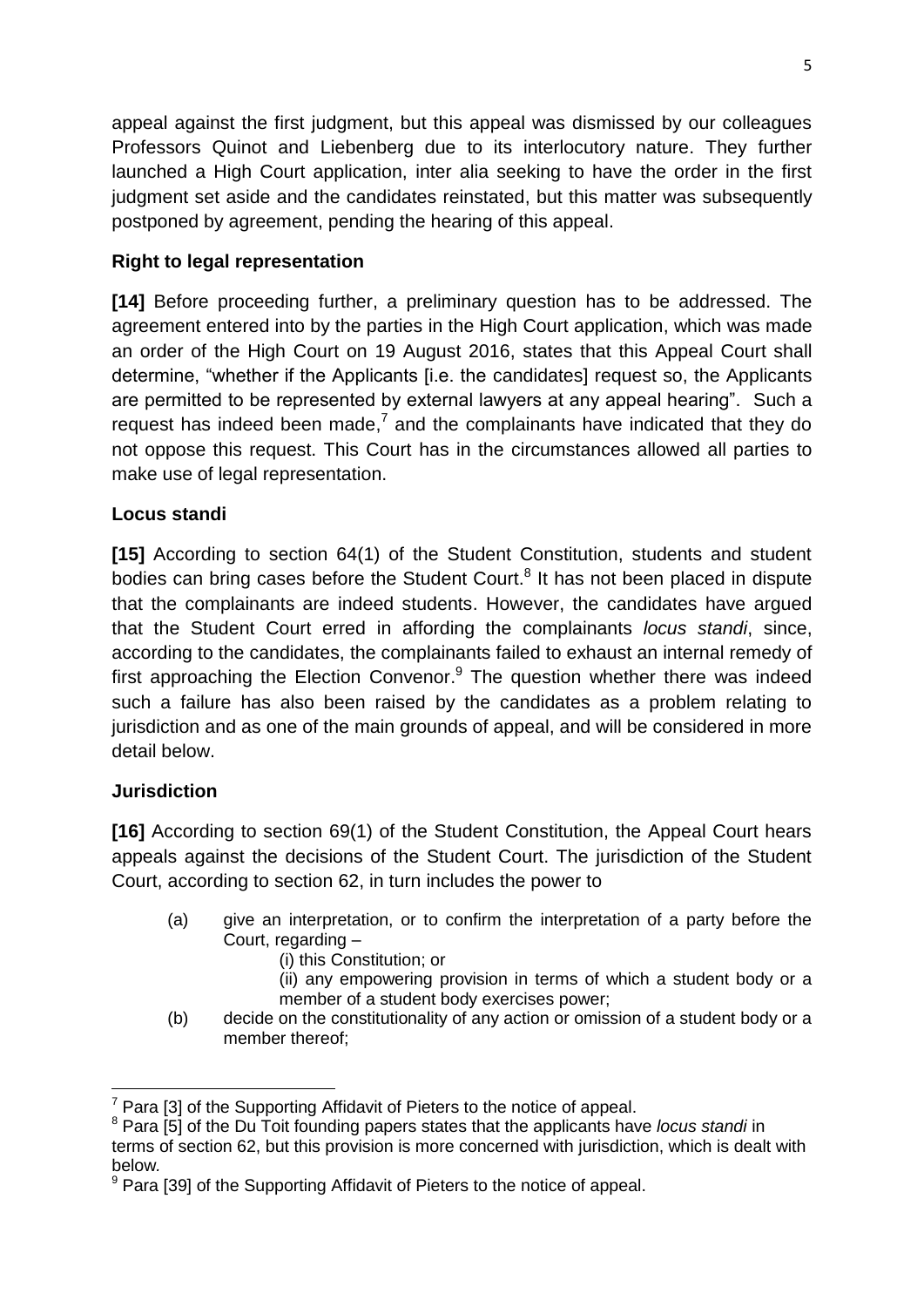appeal against the first judgment, but this appeal was dismissed by our colleagues Professors Quinot and Liebenberg due to its interlocutory nature. They further launched a High Court application, inter alia seeking to have the order in the first judgment set aside and the candidates reinstated, but this matter was subsequently postponed by agreement, pending the hearing of this appeal.

**Right to legal representation**

**[14]** Before proceeding further, a preliminary question has to be addressed. The agreement entered into by the parties in the High Court application, which was made an order of the High Court on 19 August 2016, states that this Appeal Court shall determine, "whether if the Applicants [i.e. the candidates] request so, the Applicants are permitted to be represented by external lawyers at any appeal hearing". Such a request has indeed been made,[7] and the complainants have indicated that they do not oppose this request. This Court has in the circumstances allowed all parties to make use of legal representation.

**Locus standi**

**[15]** According to section 64(1) of the Student Constitution, students and student bodies can bring cases before the Student Court.[8] It has not been placed in dispute that the complainants are indeed students. However, the candidates have argued that the Student Court erred in affording the complainants *locus standi*, since, according to the candidates, the complainants failed to exhaust an internal remedy of first approaching the Election Convenor.[9] The question whether there was indeed such a failure has also been raised by the candidates as a problem relating to jurisdiction and as one of the main grounds of appeal, and will be considered in more detail below.

**Jurisdiction**

**[16]** According to section 69(1) of the Student Constitution, the Appeal Court hears appeals against the decisions of the Student Court. The jurisdiction of the Student Court, according to section 62, in turn includes the power to

> (a) give an interpretation, or to confirm the interpretation of a party before the Court, regarding –
>
> (i) this Constitution; or
>
> (ii) any empowering provision in terms of which a student body or a member of a student body exercises power;
>
> (b) decide on the constitutionality of any action or omission of a student body or a member thereof;

---

[7] Para [3] of the Supporting Affidavit of Pieters to the notice of appeal.

[8] Para [5] of the Du Toit founding papers states that the applicants have *locus standi* in terms of section 62, but this provision is more concerned with jurisdiction, which is dealt with below.

[9] Para [39] of the Supporting Affidavit of Pieters to the notice of appeal.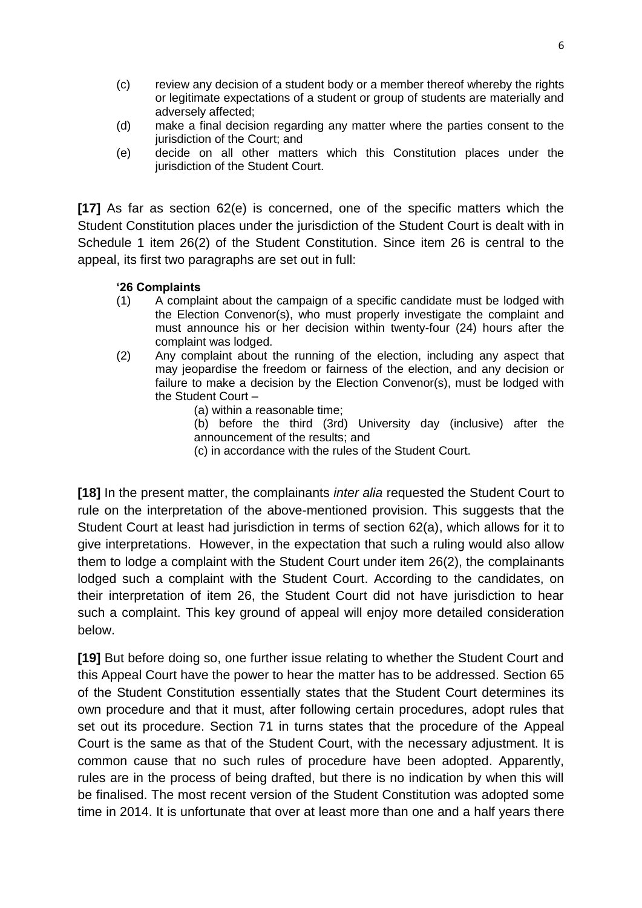(c) review any decision of a student body or a member thereof whereby the rights or legitimate expectations of a student or group of students are materially and adversely affected;

(d) make a final decision regarding any matter where the parties consent to the jurisdiction of the Court; and

(e) decide on all other matters which this Constitution places under the jurisdiction of the Student Court.

**[17]** As far as section 62(e) is concerned, one of the specific matters which the Student Constitution places under the jurisdiction of the Student Court is dealt with in Schedule 1 item 26(2) of the Student Constitution. Since item 26 is central to the appeal, its first two paragraphs are set out in full:

> **'26 Complaints**
>
> (1) A complaint about the campaign of a specific candidate must be lodged with the Election Convenor(s), who must properly investigate the complaint and must announce his or her decision within twenty-four (24) hours after the complaint was lodged.
>
> (2) Any complaint about the running of the election, including any aspect that may jeopardise the freedom or fairness of the election, and any decision or failure to make a decision by the Election Convenor(s), must be lodged with the Student Court –
>
> (a) within a reasonable time;
>
> (b) before the third (3rd) University day (inclusive) after the announcement of the results; and
>
> (c) in accordance with the rules of the Student Court.

**[18]** In the present matter, the complainants *inter alia* requested the Student Court to rule on the interpretation of the above-mentioned provision. This suggests that the Student Court at least had jurisdiction in terms of section 62(a), which allows for it to give interpretations. However, in the expectation that such a ruling would also allow them to lodge a complaint with the Student Court under item 26(2), the complainants lodged such a complaint with the Student Court. According to the candidates, on their interpretation of item 26, the Student Court did not have jurisdiction to hear such a complaint. This key ground of appeal will enjoy more detailed consideration below.

**[19]** But before doing so, one further issue relating to whether the Student Court and this Appeal Court have the power to hear the matter has to be addressed. Section 65 of the Student Constitution essentially states that the Student Court determines its own procedure and that it must, after following certain procedures, adopt rules that set out its procedure. Section 71 in turns states that the procedure of the Appeal Court is the same as that of the Student Court, with the necessary adjustment. It is common cause that no such rules of procedure have been adopted. Apparently, rules are in the process of being drafted, but there is no indication by when this will be finalised. The most recent version of the Student Constitution was adopted some time in 2014. It is unfortunate that over at least more than one and a half years there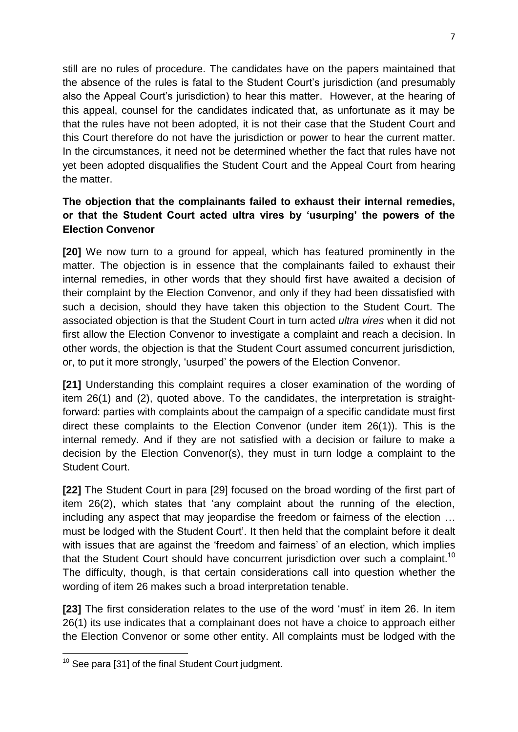still are no rules of procedure. The candidates have on the papers maintained that the absence of the rules is fatal to the Student Court's jurisdiction (and presumably also the Appeal Court's jurisdiction) to hear this matter. However, at the hearing of this appeal, counsel for the candidates indicated that, as unfortunate as it may be that the rules have not been adopted, it is not their case that the Student Court and this Court therefore do not have the jurisdiction or power to hear the current matter. In the circumstances, it need not be determined whether the fact that rules have not yet been adopted disqualifies the Student Court and the Appeal Court from hearing the matter.

**The objection that the complainants failed to exhaust their internal remedies, or that the Student Court acted ultra vires by 'usurping' the powers of the Election Convenor**

**[20]** We now turn to a ground for appeal, which has featured prominently in the matter. The objection is in essence that the complainants failed to exhaust their internal remedies, in other words that they should first have awaited a decision of their complaint by the Election Convenor, and only if they had been dissatisfied with such a decision, should they have taken this objection to the Student Court. The associated objection is that the Student Court in turn acted *ultra vires* when it did not first allow the Election Convenor to investigate a complaint and reach a decision. In other words, the objection is that the Student Court assumed concurrent jurisdiction, or, to put it more strongly, 'usurped' the powers of the Election Convenor.

**[21]** Understanding this complaint requires a closer examination of the wording of item 26(1) and (2), quoted above. To the candidates, the interpretation is straight-forward: parties with complaints about the campaign of a specific candidate must first direct these complaints to the Election Convenor (under item 26(1)). This is the internal remedy. And if they are not satisfied with a decision or failure to make a decision by the Election Convenor(s), they must in turn lodge a complaint to the Student Court.

**[22]** The Student Court in para [29] focused on the broad wording of the first part of item 26(2), which states that 'any complaint about the running of the election, including any aspect that may jeopardise the freedom or fairness of the election … must be lodged with the Student Court'. It then held that the complaint before it dealt with issues that are against the 'freedom and fairness' of an election, which implies that the Student Court should have concurrent jurisdiction over such a complaint.[10] The difficulty, though, is that certain considerations call into question whether the wording of item 26 makes such a broad interpretation tenable.

**[23]** The first consideration relates to the use of the word 'must' in item 26. In item 26(1) its use indicates that a complainant does not have a choice to approach either the Election Convenor or some other entity. All complaints must be lodged with the

[10] See para [31] of the final Student Court judgment.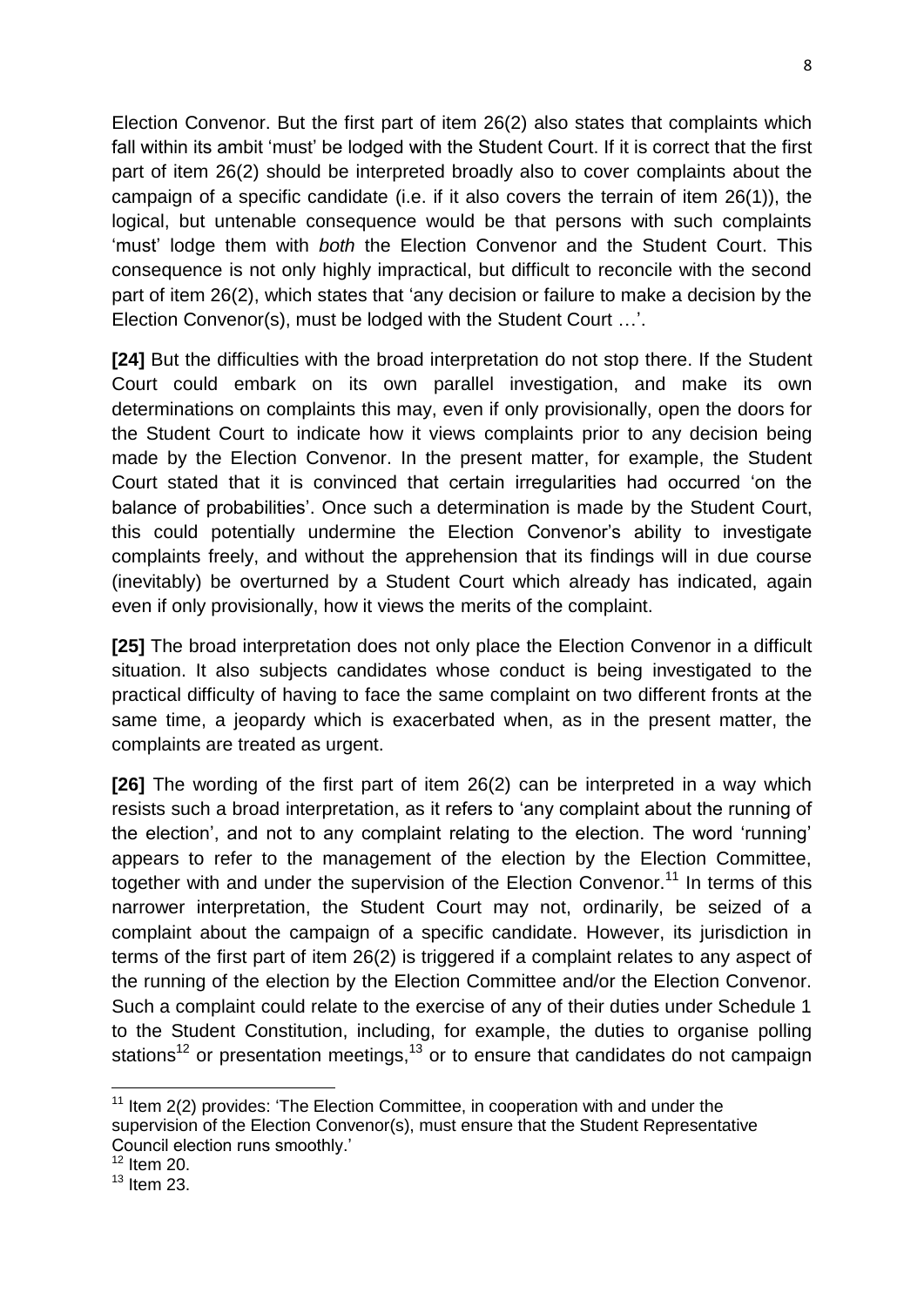Election Convenor. But the first part of item 26(2) also states that complaints which fall within its ambit 'must' be lodged with the Student Court. If it is correct that the first part of item 26(2) should be interpreted broadly also to cover complaints about the campaign of a specific candidate (i.e. if it also covers the terrain of item 26(1)), the logical, but untenable consequence would be that persons with such complaints 'must' lodge them with *both* the Election Convenor and the Student Court. This consequence is not only highly impractical, but difficult to reconcile with the second part of item 26(2), which states that 'any decision or failure to make a decision by the Election Convenor(s), must be lodged with the Student Court …'.

**[24]** But the difficulties with the broad interpretation do not stop there. If the Student Court could embark on its own parallel investigation, and make its own determinations on complaints this may, even if only provisionally, open the doors for the Student Court to indicate how it views complaints prior to any decision being made by the Election Convenor. In the present matter, for example, the Student Court stated that it is convinced that certain irregularities had occurred 'on the balance of probabilities'. Once such a determination is made by the Student Court, this could potentially undermine the Election Convenor's ability to investigate complaints freely, and without the apprehension that its findings will in due course (inevitably) be overturned by a Student Court which already has indicated, again even if only provisionally, how it views the merits of the complaint.

**[25]** The broad interpretation does not only place the Election Convenor in a difficult situation. It also subjects candidates whose conduct is being investigated to the practical difficulty of having to face the same complaint on two different fronts at the same time, a jeopardy which is exacerbated when, as in the present matter, the complaints are treated as urgent.

**[26]** The wording of the first part of item 26(2) can be interpreted in a way which resists such a broad interpretation, as it refers to 'any complaint about the running of the election', and not to any complaint relating to the election. The word 'running' appears to refer to the management of the election by the Election Committee, together with and under the supervision of the Election Convenor.[11] In terms of this narrower interpretation, the Student Court may not, ordinarily, be seized of a complaint about the campaign of a specific candidate. However, its jurisdiction in terms of the first part of item 26(2) is triggered if a complaint relates to any aspect of the running of the election by the Election Committee and/or the Election Convenor. Such a complaint could relate to the exercise of any of their duties under Schedule 1 to the Student Constitution, including, for example, the duties to organise polling stations[12] or presentation meetings,[13] or to ensure that candidates do not campaign

---

[11] Item 2(2) provides: 'The Election Committee, in cooperation with and under the supervision of the Election Convenor(s), must ensure that the Student Representative Council election runs smoothly.'

[12] Item 20.

[13] Item 23.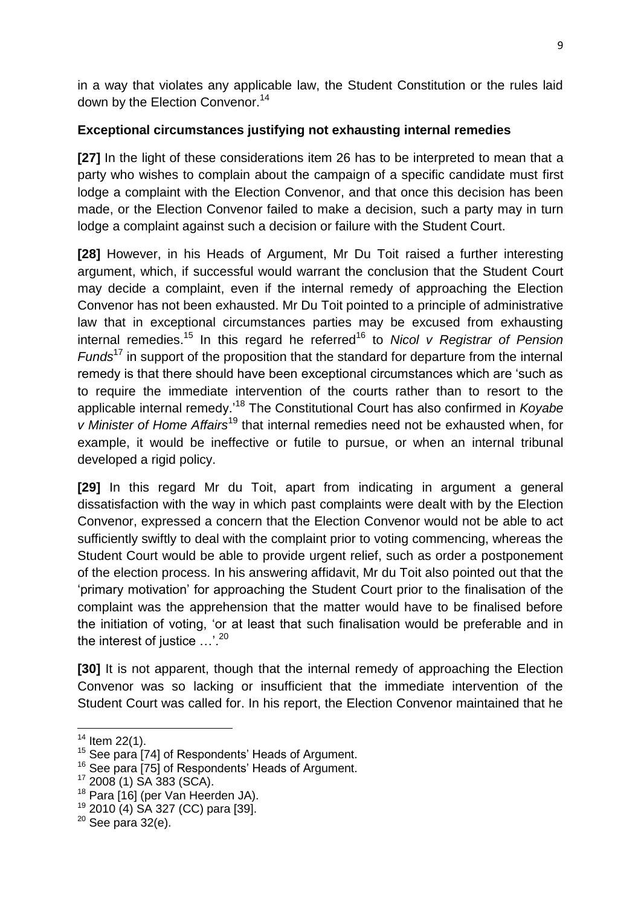in a way that violates any applicable law, the Student Constitution or the rules laid down by the Election Convenor.[14]

**Exceptional circumstances justifying not exhausting internal remedies**

**[27]** In the light of these considerations item 26 has to be interpreted to mean that a party who wishes to complain about the campaign of a specific candidate must first lodge a complaint with the Election Convenor, and that once this decision has been made, or the Election Convenor failed to make a decision, such a party may in turn lodge a complaint against such a decision or failure with the Student Court.

**[28]** However, in his Heads of Argument, Mr Du Toit raised a further interesting argument, which, if successful would warrant the conclusion that the Student Court may decide a complaint, even if the internal remedy of approaching the Election Convenor has not been exhausted. Mr Du Toit pointed to a principle of administrative law that in exceptional circumstances parties may be excused from exhausting internal remedies.[15] In this regard he referred[16] to *Nicol v Registrar of Pension Funds*[17] in support of the proposition that the standard for departure from the internal remedy is that there should have been exceptional circumstances which are 'such as to require the immediate intervention of the courts rather than to resort to the applicable internal remedy.'[18] The Constitutional Court has also confirmed in *Koyabe v Minister of Home Affairs*[19] that internal remedies need not be exhausted when, for example, it would be ineffective or futile to pursue, or when an internal tribunal developed a rigid policy.

**[29]** In this regard Mr du Toit, apart from indicating in argument a general dissatisfaction with the way in which past complaints were dealt with by the Election Convenor, expressed a concern that the Election Convenor would not be able to act sufficiently swiftly to deal with the complaint prior to voting commencing, whereas the Student Court would be able to provide urgent relief, such as order a postponement of the election process. In his answering affidavit, Mr du Toit also pointed out that the 'primary motivation' for approaching the Student Court prior to the finalisation of the complaint was the apprehension that the matter would have to be finalised before the initiation of voting, 'or at least that such finalisation would be preferable and in the interest of justice …'.[20]

**[30]** It is not apparent, though that the internal remedy of approaching the Election Convenor was so lacking or insufficient that the immediate intervention of the Student Court was called for. In his report, the Election Convenor maintained that he

---

[14] Item 22(1).

[15] See para [74] of Respondents' Heads of Argument.

[16] See para [75] of Respondents' Heads of Argument.

[17] 2008 (1) SA 383 (SCA).

[18] Para [16] (per Van Heerden JA).

[19] 2010 (4) SA 327 (CC) para [39].

[20] See para 32(e).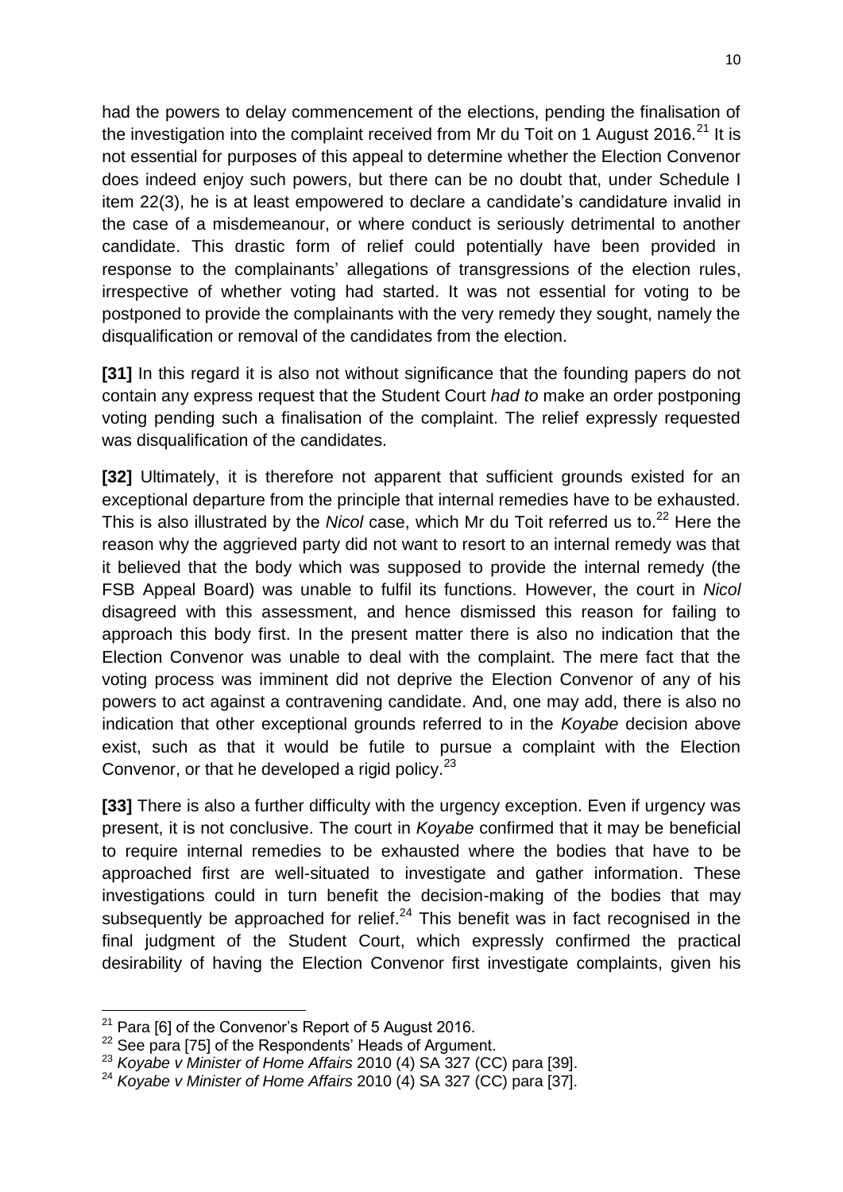had the powers to delay commencement of the elections, pending the finalisation of the investigation into the complaint received from Mr du Toit on 1 August 2016.[21] It is not essential for purposes of this appeal to determine whether the Election Convenor does indeed enjoy such powers, but there can be no doubt that, under Schedule I item 22(3), he is at least empowered to declare a candidate's candidature invalid in the case of a misdemeanour, or where conduct is seriously detrimental to another candidate. This drastic form of relief could potentially have been provided in response to the complainants' allegations of transgressions of the election rules, irrespective of whether voting had started. It was not essential for voting to be postponed to provide the complainants with the very remedy they sought, namely the disqualification or removal of the candidates from the election.

**[31]** In this regard it is also not without significance that the founding papers do not contain any express request that the Student Court *had to* make an order postponing voting pending such a finalisation of the complaint. The relief expressly requested was disqualification of the candidates.

**[32]** Ultimately, it is therefore not apparent that sufficient grounds existed for an exceptional departure from the principle that internal remedies have to be exhausted. This is also illustrated by the *Nicol* case, which Mr du Toit referred us to.[22] Here the reason why the aggrieved party did not want to resort to an internal remedy was that it believed that the body which was supposed to provide the internal remedy (the FSB Appeal Board) was unable to fulfil its functions. However, the court in *Nicol* disagreed with this assessment, and hence dismissed this reason for failing to approach this body first. In the present matter there is also no indication that the Election Convenor was unable to deal with the complaint. The mere fact that the voting process was imminent did not deprive the Election Convenor of any of his powers to act against a contravening candidate. And, one may add, there is also no indication that other exceptional grounds referred to in the *Koyabe* decision above exist, such as that it would be futile to pursue a complaint with the Election Convenor, or that he developed a rigid policy.[23]

**[33]** There is also a further difficulty with the urgency exception. Even if urgency was present, it is not conclusive. The court in *Koyabe* confirmed that it may be beneficial to require internal remedies to be exhausted where the bodies that have to be approached first are well-situated to investigate and gather information. These investigations could in turn benefit the decision-making of the bodies that may subsequently be approached for relief.[24] This benefit was in fact recognised in the final judgment of the Student Court, which expressly confirmed the practical desirability of having the Election Convenor first investigate complaints, given his

---

[21] Para [6] of the Convenor's Report of 5 August 2016.

[22] See para [75] of the Respondents' Heads of Argument.

[23] *Koyabe v Minister of Home Affairs* 2010 (4) SA 327 (CC) para [39].

[24] *Koyabe v Minister of Home Affairs* 2010 (4) SA 327 (CC) para [37].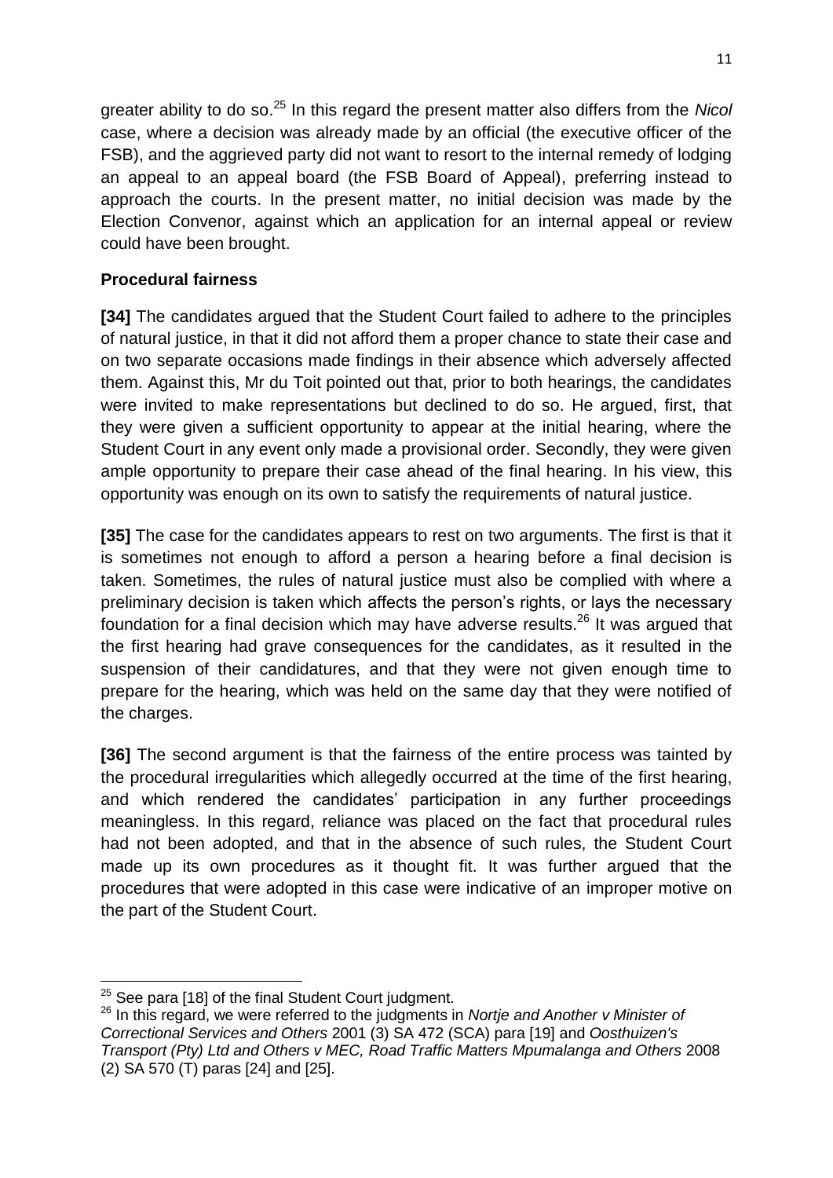greater ability to do so.[25] In this regard the present matter also differs from the *Nicol* case, where a decision was already made by an official (the executive officer of the FSB), and the aggrieved party did not want to resort to the internal remedy of lodging an appeal to an appeal board (the FSB Board of Appeal), preferring instead to approach the courts. In the present matter, no initial decision was made by the Election Convenor, against which an application for an internal appeal or review could have been brought.

**Procedural fairness**

**[34]** The candidates argued that the Student Court failed to adhere to the principles of natural justice, in that it did not afford them a proper chance to state their case and on two separate occasions made findings in their absence which adversely affected them. Against this, Mr du Toit pointed out that, prior to both hearings, the candidates were invited to make representations but declined to do so. He argued, first, that they were given a sufficient opportunity to appear at the initial hearing, where the Student Court in any event only made a provisional order. Secondly, they were given ample opportunity to prepare their case ahead of the final hearing. In his view, this opportunity was enough on its own to satisfy the requirements of natural justice.

**[35]** The case for the candidates appears to rest on two arguments. The first is that it is sometimes not enough to afford a person a hearing before a final decision is taken. Sometimes, the rules of natural justice must also be complied with where a preliminary decision is taken which affects the person's rights, or lays the necessary foundation for a final decision which may have adverse results.[26] It was argued that the first hearing had grave consequences for the candidates, as it resulted in the suspension of their candidatures, and that they were not given enough time to prepare for the hearing, which was held on the same day that they were notified of the charges.

**[36]** The second argument is that the fairness of the entire process was tainted by the procedural irregularities which allegedly occurred at the time of the first hearing, and which rendered the candidates' participation in any further proceedings meaningless. In this regard, reliance was placed on the fact that procedural rules had not been adopted, and that in the absence of such rules, the Student Court made up its own procedures as it thought fit. It was further argued that the procedures that were adopted in this case were indicative of an improper motive on the part of the Student Court.

---

[25] See para [18] of the final Student Court judgment.

[26] In this regard, we were referred to the judgments in *Nortje and Another v Minister of Correctional Services and Others* 2001 (3) SA 472 (SCA) para [19] and *Oosthuizen's Transport (Pty) Ltd and Others v MEC, Road Traffic Matters Mpumalanga and Others* 2008 (2) SA 570 (T) paras [24] and [25].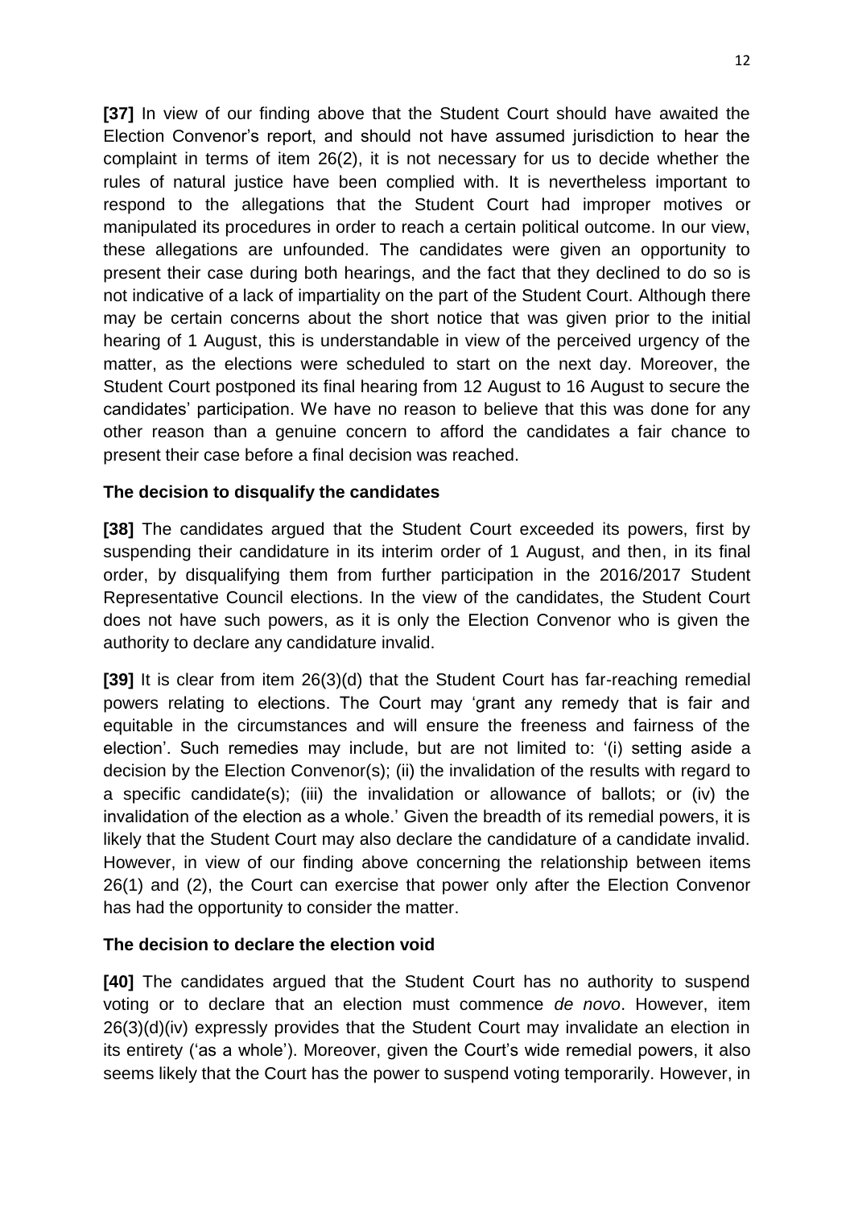**[37]** In view of our finding above that the Student Court should have awaited the Election Convenor's report, and should not have assumed jurisdiction to hear the complaint in terms of item 26(2), it is not necessary for us to decide whether the rules of natural justice have been complied with. It is nevertheless important to respond to the allegations that the Student Court had improper motives or manipulated its procedures in order to reach a certain political outcome. In our view, these allegations are unfounded. The candidates were given an opportunity to present their case during both hearings, and the fact that they declined to do so is not indicative of a lack of impartiality on the part of the Student Court. Although there may be certain concerns about the short notice that was given prior to the initial hearing of 1 August, this is understandable in view of the perceived urgency of the matter, as the elections were scheduled to start on the next day. Moreover, the Student Court postponed its final hearing from 12 August to 16 August to secure the candidates' participation. We have no reason to believe that this was done for any other reason than a genuine concern to afford the candidates a fair chance to present their case before a final decision was reached.

### The decision to disqualify the candidates

**[38]** The candidates argued that the Student Court exceeded its powers, first by suspending their candidature in its interim order of 1 August, and then, in its final order, by disqualifying them from further participation in the 2016/2017 Student Representative Council elections. In the view of the candidates, the Student Court does not have such powers, as it is only the Election Convenor who is given the authority to declare any candidature invalid.

**[39]** It is clear from item 26(3)(d) that the Student Court has far-reaching remedial powers relating to elections. The Court may 'grant any remedy that is fair and equitable in the circumstances and will ensure the freeness and fairness of the election'. Such remedies may include, but are not limited to: '(i) setting aside a decision by the Election Convenor(s); (ii) the invalidation of the results with regard to a specific candidate(s); (iii) the invalidation or allowance of ballots; or (iv) the invalidation of the election as a whole.' Given the breadth of its remedial powers, it is likely that the Student Court may also declare the candidature of a candidate invalid. However, in view of our finding above concerning the relationship between items 26(1) and (2), the Court can exercise that power only after the Election Convenor has had the opportunity to consider the matter.

### The decision to declare the election void

**[40]** The candidates argued that the Student Court has no authority to suspend voting or to declare that an election must commence *de novo*. However, item 26(3)(d)(iv) expressly provides that the Student Court may invalidate an election in its entirety ('as a whole'). Moreover, given the Court's wide remedial powers, it also seems likely that the Court has the power to suspend voting temporarily. However, in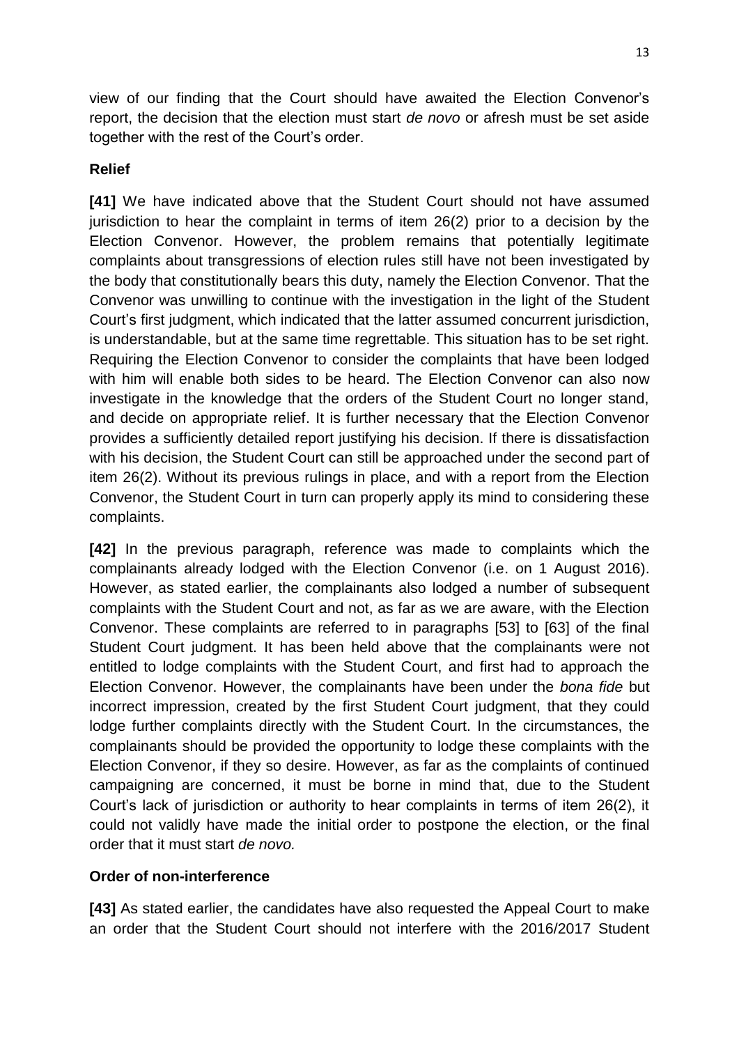view of our finding that the Court should have awaited the Election Convenor's report, the decision that the election must start *de novo* or afresh must be set aside together with the rest of the Court's order.

**Relief**

**[41]** We have indicated above that the Student Court should not have assumed jurisdiction to hear the complaint in terms of item 26(2) prior to a decision by the Election Convenor. However, the problem remains that potentially legitimate complaints about transgressions of election rules still have not been investigated by the body that constitutionally bears this duty, namely the Election Convenor. That the Convenor was unwilling to continue with the investigation in the light of the Student Court's first judgment, which indicated that the latter assumed concurrent jurisdiction, is understandable, but at the same time regrettable. This situation has to be set right. Requiring the Election Convenor to consider the complaints that have been lodged with him will enable both sides to be heard. The Election Convenor can also now investigate in the knowledge that the orders of the Student Court no longer stand, and decide on appropriate relief. It is further necessary that the Election Convenor provides a sufficiently detailed report justifying his decision. If there is dissatisfaction with his decision, the Student Court can still be approached under the second part of item 26(2). Without its previous rulings in place, and with a report from the Election Convenor, the Student Court in turn can properly apply its mind to considering these complaints.

**[42]** In the previous paragraph, reference was made to complaints which the complainants already lodged with the Election Convenor (i.e. on 1 August 2016). However, as stated earlier, the complainants also lodged a number of subsequent complaints with the Student Court and not, as far as we are aware, with the Election Convenor. These complaints are referred to in paragraphs [53] to [63] of the final Student Court judgment. It has been held above that the complainants were not entitled to lodge complaints with the Student Court, and first had to approach the Election Convenor. However, the complainants have been under the *bona fide* but incorrect impression, created by the first Student Court judgment, that they could lodge further complaints directly with the Student Court. In the circumstances, the complainants should be provided the opportunity to lodge these complaints with the Election Convenor, if they so desire. However, as far as the complaints of continued campaigning are concerned, it must be borne in mind that, due to the Student Court's lack of jurisdiction or authority to hear complaints in terms of item 26(2), it could not validly have made the initial order to postpone the election, or the final order that it must start *de novo.*

**Order of non-interference**

**[43]** As stated earlier, the candidates have also requested the Appeal Court to make an order that the Student Court should not interfere with the 2016/2017 Student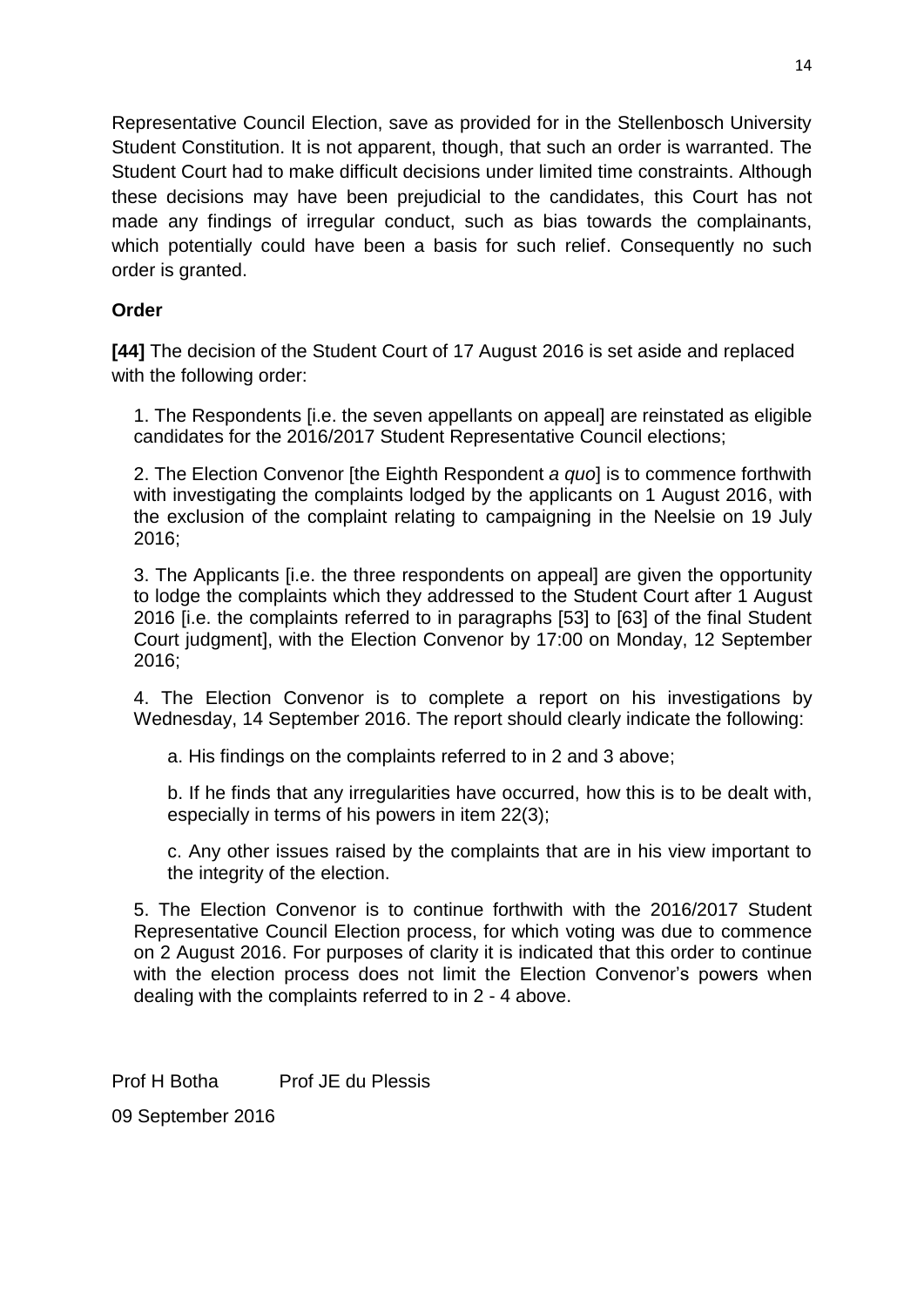Representative Council Election, save as provided for in the Stellenbosch University Student Constitution. It is not apparent, though, that such an order is warranted. The Student Court had to make difficult decisions under limited time constraints. Although these decisions may have been prejudicial to the candidates, this Court has not made any findings of irregular conduct, such as bias towards the complainants, which potentially could have been a basis for such relief. Consequently no such order is granted.

**Order**

**[44]** The decision of the Student Court of 17 August 2016 is set aside and replaced with the following order:

1. The Respondents [i.e. the seven appellants on appeal] are reinstated as eligible candidates for the 2016/2017 Student Representative Council elections;

2. The Election Convenor [the Eighth Respondent *a quo*] is to commence forthwith with investigating the complaints lodged by the applicants on 1 August 2016, with the exclusion of the complaint relating to campaigning in the Neelsie on 19 July 2016;

3. The Applicants [i.e. the three respondents on appeal] are given the opportunity to lodge the complaints which they addressed to the Student Court after 1 August 2016 [i.e. the complaints referred to in paragraphs [53] to [63] of the final Student Court judgment], with the Election Convenor by 17:00 on Monday, 12 September 2016;

4. The Election Convenor is to complete a report on his investigations by Wednesday, 14 September 2016. The report should clearly indicate the following:

   a. His findings on the complaints referred to in 2 and 3 above;

   b. If he finds that any irregularities have occurred, how this is to be dealt with, especially in terms of his powers in item 22(3);

   c. Any other issues raised by the complaints that are in his view important to the integrity of the election.

5. The Election Convenor is to continue forthwith with the 2016/2017 Student Representative Council Election process, for which voting was due to commence on 2 August 2016. For purposes of clarity it is indicated that this order to continue with the election process does not limit the Election Convenor's powers when dealing with the complaints referred to in 2 - 4 above.

Prof H Botha Prof JE du Plessis

09 September 2016